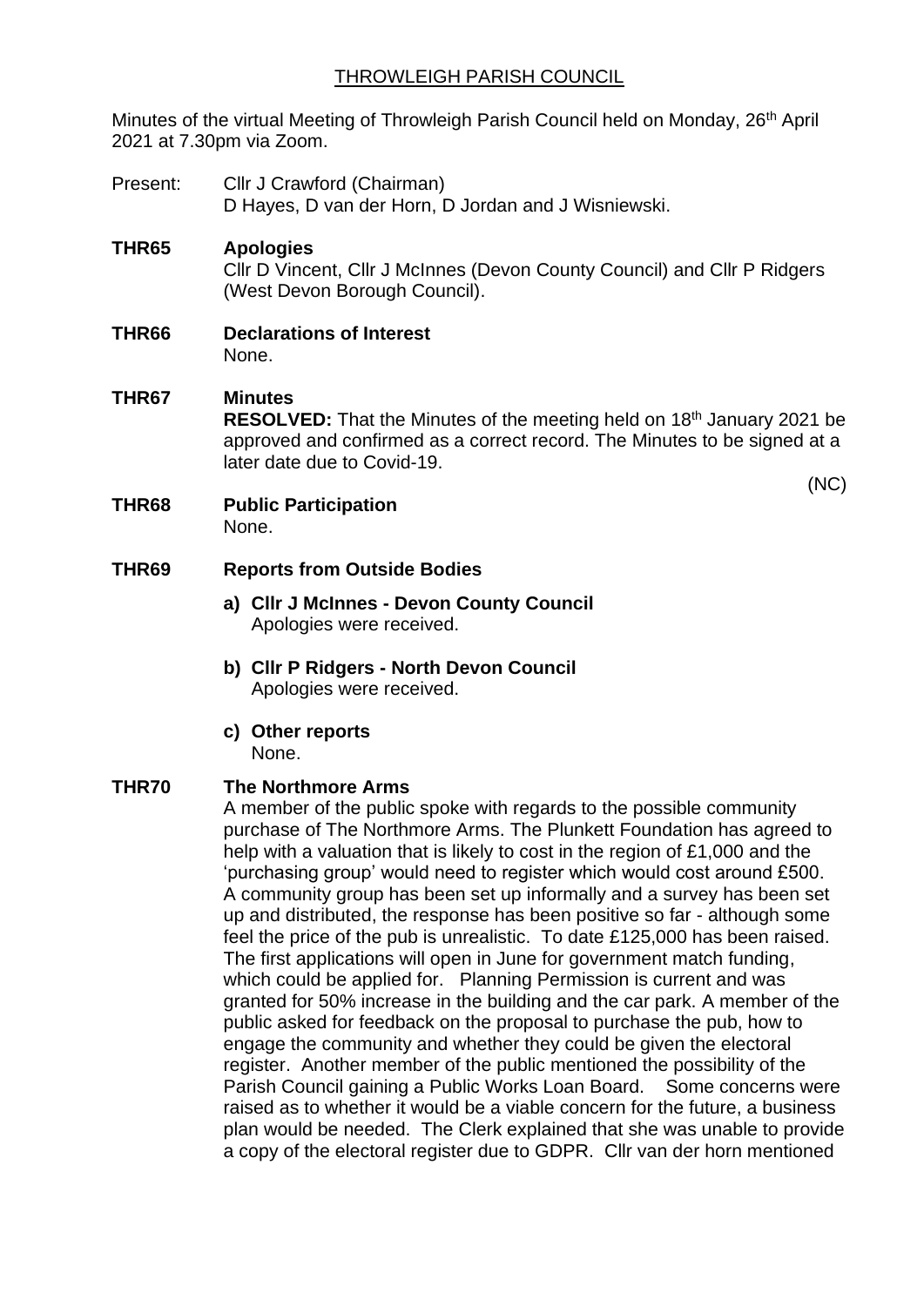# THROWLEIGH PARISH COUNCIL

Minutes of the virtual Meeting of Throwleigh Parish Council held on Monday, 26th April 2021 at 7.30pm via Zoom.

Present: Cllr J Crawford (Chairman)
D Hayes, D van der Horn, D Jordan and J Wisniewski.

**THR65 Apologies**

Cllr D Vincent, Cllr J McInnes (Devon County Council) and Cllr P Ridgers (West Devon Borough Council).

**THR66 Declarations of Interest**

None.

**THR67 Minutes**

**RESOLVED:** That the Minutes of the meeting held on 18th January 2021 be approved and confirmed as a correct record. The Minutes to be signed at a later date due to Covid-19.

(NC)

**THR68 Public Participation**

None.

**THR69 Reports from Outside Bodies**

**a) Cllr J McInnes - Devon County Council**
Apologies were received.

**b) Cllr P Ridgers - North Devon Council**
Apologies were received.

**c) Other reports**
None.

**THR70 The Northmore Arms**

A member of the public spoke with regards to the possible community purchase of The Northmore Arms. The Plunkett Foundation has agreed to help with a valuation that is likely to cost in the region of £1,000 and the 'purchasing group' would need to register which would cost around £500. A community group has been set up informally and a survey has been set up and distributed, the response has been positive so far - although some feel the price of the pub is unrealistic. To date £125,000 has been raised. The first applications will open in June for government match funding, which could be applied for. Planning Permission is current and was granted for 50% increase in the building and the car park. A member of the public asked for feedback on the proposal to purchase the pub, how to engage the community and whether they could be given the electoral register. Another member of the public mentioned the possibility of the Parish Council gaining a Public Works Loan Board. Some concerns were raised as to whether it would be a viable concern for the future, a business plan would be needed. The Clerk explained that she was unable to provide a copy of the electoral register due to GDPR. Cllr van der horn mentioned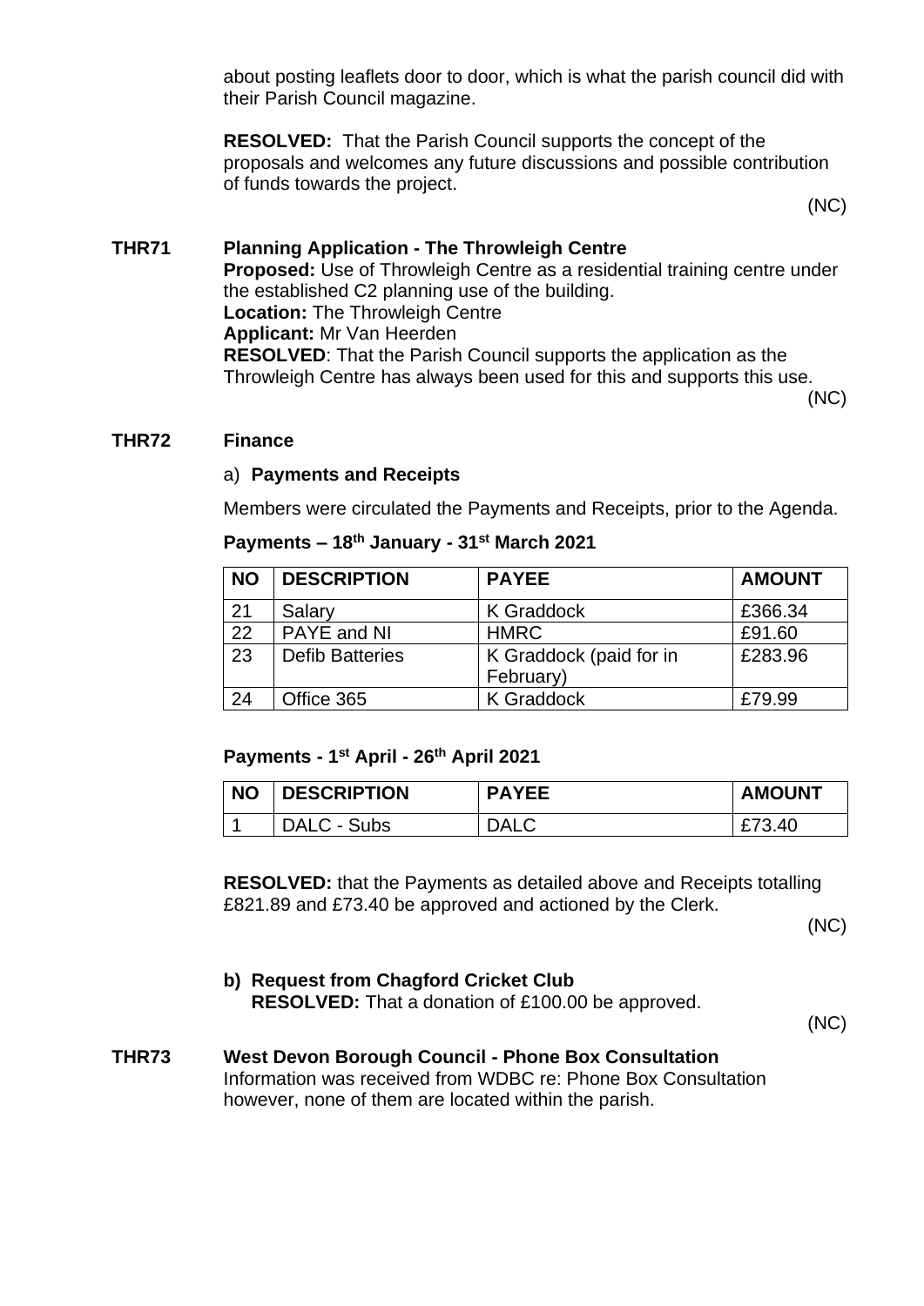about posting leaflets door to door, which is what the parish council did with their Parish Council magazine.

**RESOLVED:** That the Parish Council supports the concept of the proposals and welcomes any future discussions and possible contribution of funds towards the project.

(NC)

**THR71 Planning Application - The Throwleigh Centre**

**Proposed:** Use of Throwleigh Centre as a residential training centre under the established C2 planning use of the building.
**Location:** The Throwleigh Centre
**Applicant:** Mr Van Heerden
**RESOLVED**: That the Parish Council supports the application as the Throwleigh Centre has always been used for this and supports this use.

(NC)

**THR72 Finance**

a) **Payments and Receipts**

Members were circulated the Payments and Receipts, prior to the Agenda.

**Payments – 18th January - 31st March 2021**

| NO | DESCRIPTION | PAYEE | AMOUNT |
|---|---|---|---|
| 21 | Salary | K Graddock | £366.34 |
| 22 | PAYE and NI | HMRC | £91.60 |
| 23 | Defib Batteries | K Graddock (paid for in February) | £283.96 |
| 24 | Office 365 | K Graddock | £79.99 |

**Payments - 1st April - 26th April 2021**

| NO | DESCRIPTION | PAYEE | AMOUNT |
|---|---|---|---|
| 1 | DALC - Subs | DALC | £73.40 |

**RESOLVED:** that the Payments as detailed above and Receipts totalling £821.89 and £73.40 be approved and actioned by the Clerk.

(NC)

**b) Request from Chagford Cricket Club**
**RESOLVED:** That a donation of £100.00 be approved.

(NC)

**THR73 West Devon Borough Council - Phone Box Consultation**

Information was received from WDBC re: Phone Box Consultation however, none of them are located within the parish.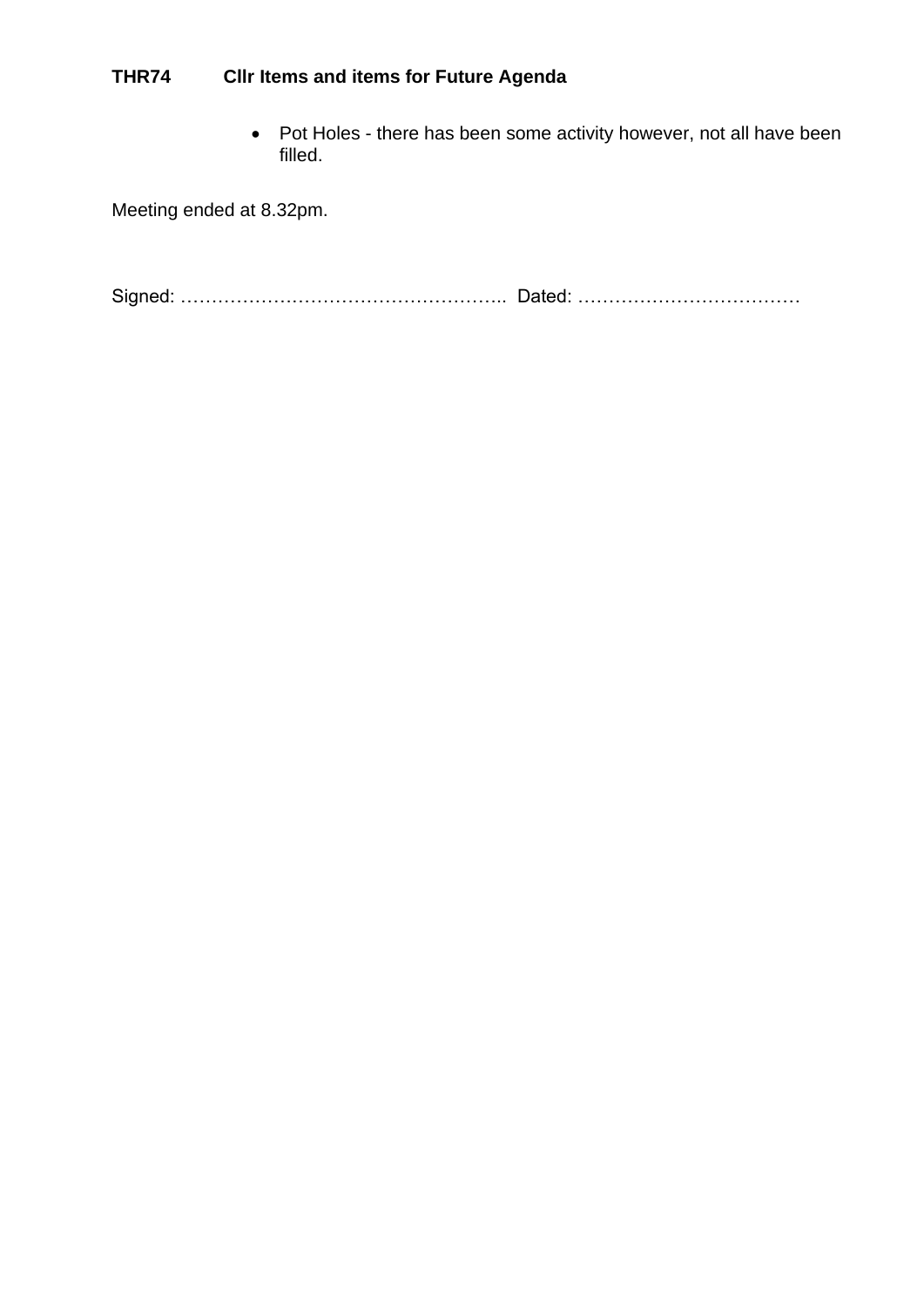**THR74 Cllr Items and items for Future Agenda**

- Pot Holes - there has been some activity however, not all have been filled.

Meeting ended at 8.32pm.

Signed: …………………………………………….. Dated: ………………………………